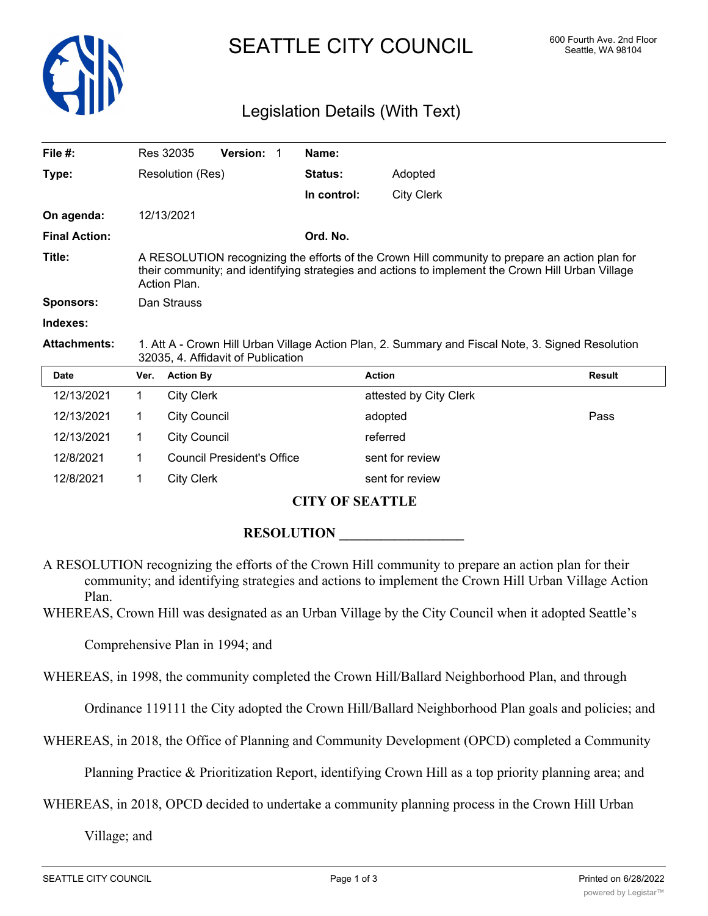# SEATTLE CITY COUNCIL

600 Fourth Ave. 2nd Floor
Seattle, WA 98104

## Legislation Details (With Text)

| | | | |
|---|---|---|---|
| **File #:** | Res 32035 **Version:** 1 | **Name:** | |
| **Type:** | Resolution (Res) | **Status:** | Adopted |
| | | **In control:** | City Clerk |
| **On agenda:** | 12/13/2021 | | |
| **Final Action:** | | **Ord. No.** | |

**Title:** A RESOLUTION recognizing the efforts of the Crown Hill community to prepare an action plan for their community; and identifying strategies and actions to implement the Crown Hill Urban Village Action Plan.

**Sponsors:** Dan Strauss

**Indexes:**

**Attachments:** 1. Att A - Crown Hill Urban Village Action Plan, 2. Summary and Fiscal Note, 3. Signed Resolution 32035, 4. Affidavit of Publication

| Date | Ver. | Action By | Action | Result |
|---|---|---|---|---|
| 12/13/2021 | 1 | City Clerk | attested by City Clerk | |
| 12/13/2021 | 1 | City Council | adopted | Pass |
| 12/13/2021 | 1 | City Council | referred | |
| 12/8/2021 | 1 | Council President's Office | sent for review | |
| 12/8/2021 | 1 | City Clerk | sent for review | |

**CITY OF SEATTLE**

**RESOLUTION __________________**

A RESOLUTION recognizing the efforts of the Crown Hill community to prepare an action plan for their community; and identifying strategies and actions to implement the Crown Hill Urban Village Action Plan.

WHEREAS, Crown Hill was designated as an Urban Village by the City Council when it adopted Seattle's Comprehensive Plan in 1994; and

WHEREAS, in 1998, the community completed the Crown Hill/Ballard Neighborhood Plan, and through Ordinance 119111 the City adopted the Crown Hill/Ballard Neighborhood Plan goals and policies; and

WHEREAS, in 2018, the Office of Planning and Community Development (OPCD) completed a Community Planning Practice & Prioritization Report, identifying Crown Hill as a top priority planning area; and

WHEREAS, in 2018, OPCD decided to undertake a community planning process in the Crown Hill Urban Village; and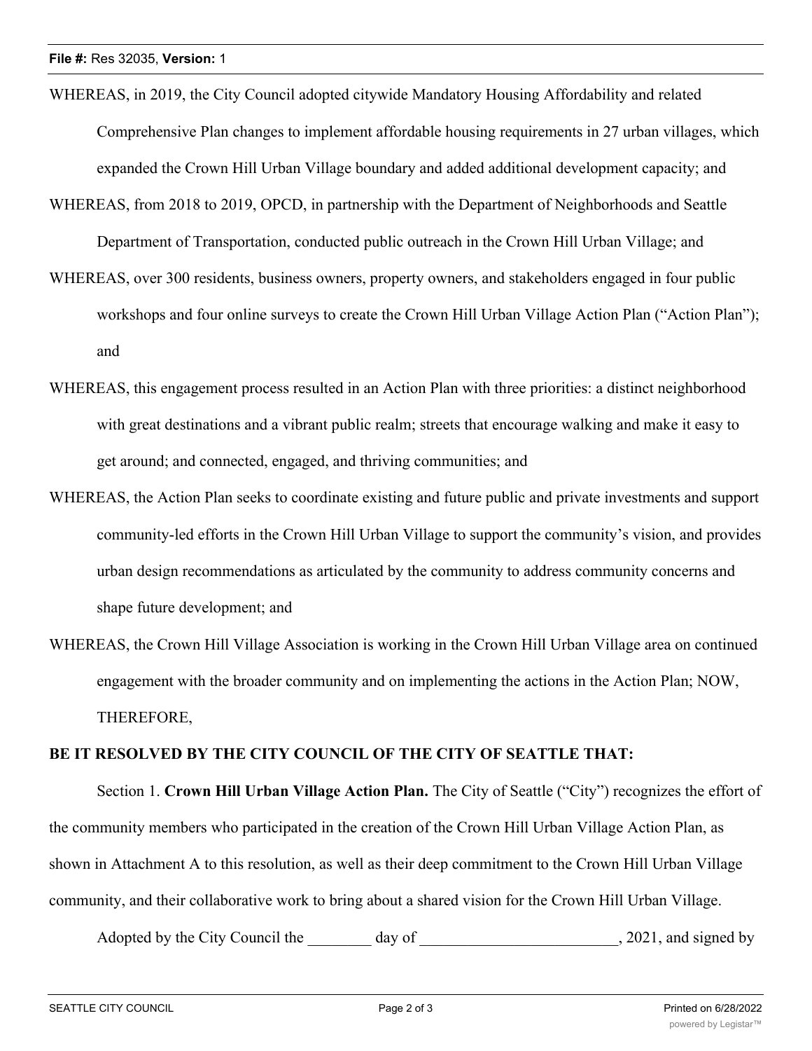WHEREAS, in 2019, the City Council adopted citywide Mandatory Housing Affordability and related Comprehensive Plan changes to implement affordable housing requirements in 27 urban villages, which expanded the Crown Hill Urban Village boundary and added additional development capacity; and

WHEREAS, from 2018 to 2019, OPCD, in partnership with the Department of Neighborhoods and Seattle Department of Transportation, conducted public outreach in the Crown Hill Urban Village; and

WHEREAS, over 300 residents, business owners, property owners, and stakeholders engaged in four public workshops and four online surveys to create the Crown Hill Urban Village Action Plan ("Action Plan"); and

WHEREAS, this engagement process resulted in an Action Plan with three priorities: a distinct neighborhood with great destinations and a vibrant public realm; streets that encourage walking and make it easy to get around; and connected, engaged, and thriving communities; and

WHEREAS, the Action Plan seeks to coordinate existing and future public and private investments and support community-led efforts in the Crown Hill Urban Village to support the community's vision, and provides urban design recommendations as articulated by the community to address community concerns and shape future development; and

WHEREAS, the Crown Hill Village Association is working in the Crown Hill Urban Village area on continued engagement with the broader community and on implementing the actions in the Action Plan; NOW, THEREFORE,

**BE IT RESOLVED BY THE CITY COUNCIL OF THE CITY OF SEATTLE THAT:**

Section 1. **Crown Hill Urban Village Action Plan.** The City of Seattle ("City") recognizes the effort of the community members who participated in the creation of the Crown Hill Urban Village Action Plan, as shown in Attachment A to this resolution, as well as their deep commitment to the Crown Hill Urban Village community, and their collaborative work to bring about a shared vision for the Crown Hill Urban Village.

Adopted by the City Council the ________ day of _________________________, 2021, and signed by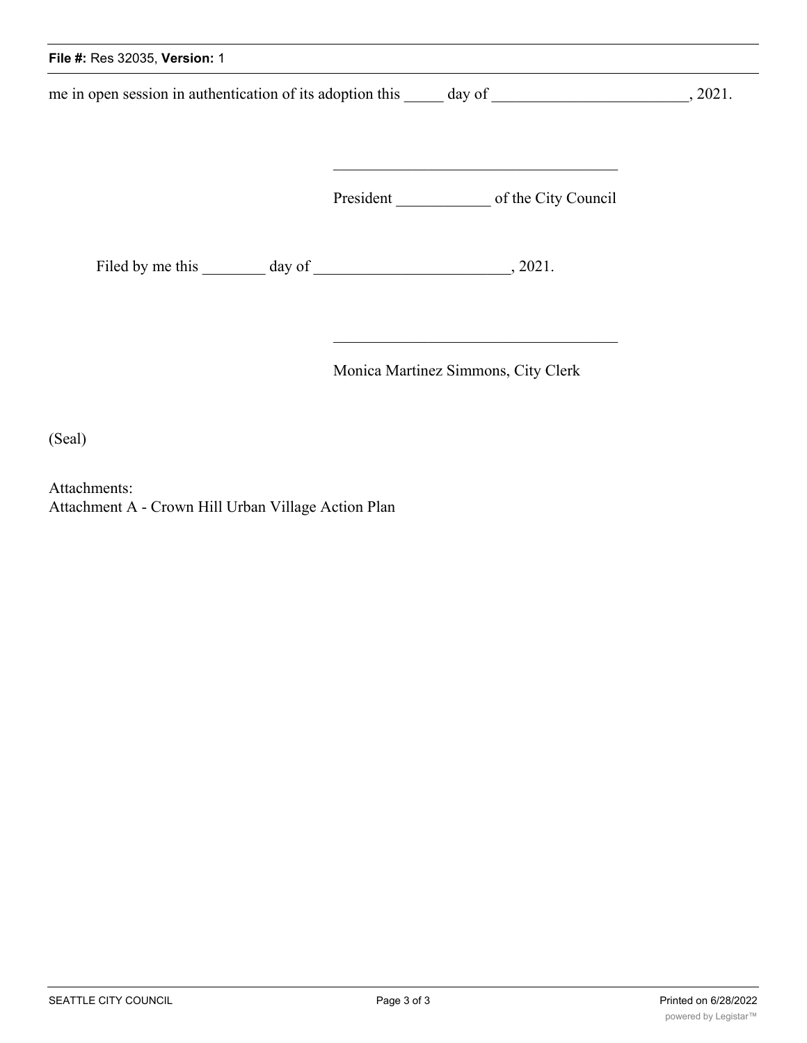me in open session in authentication of its adoption this _____ day of _________________________, 2021.

____________________________________

President ____________ of the City Council

Filed by me this ________ day of _________________________, 2021.

____________________________________

Monica Martinez Simmons, City Clerk

(Seal)

Attachments:
Attachment A - Crown Hill Urban Village Action Plan